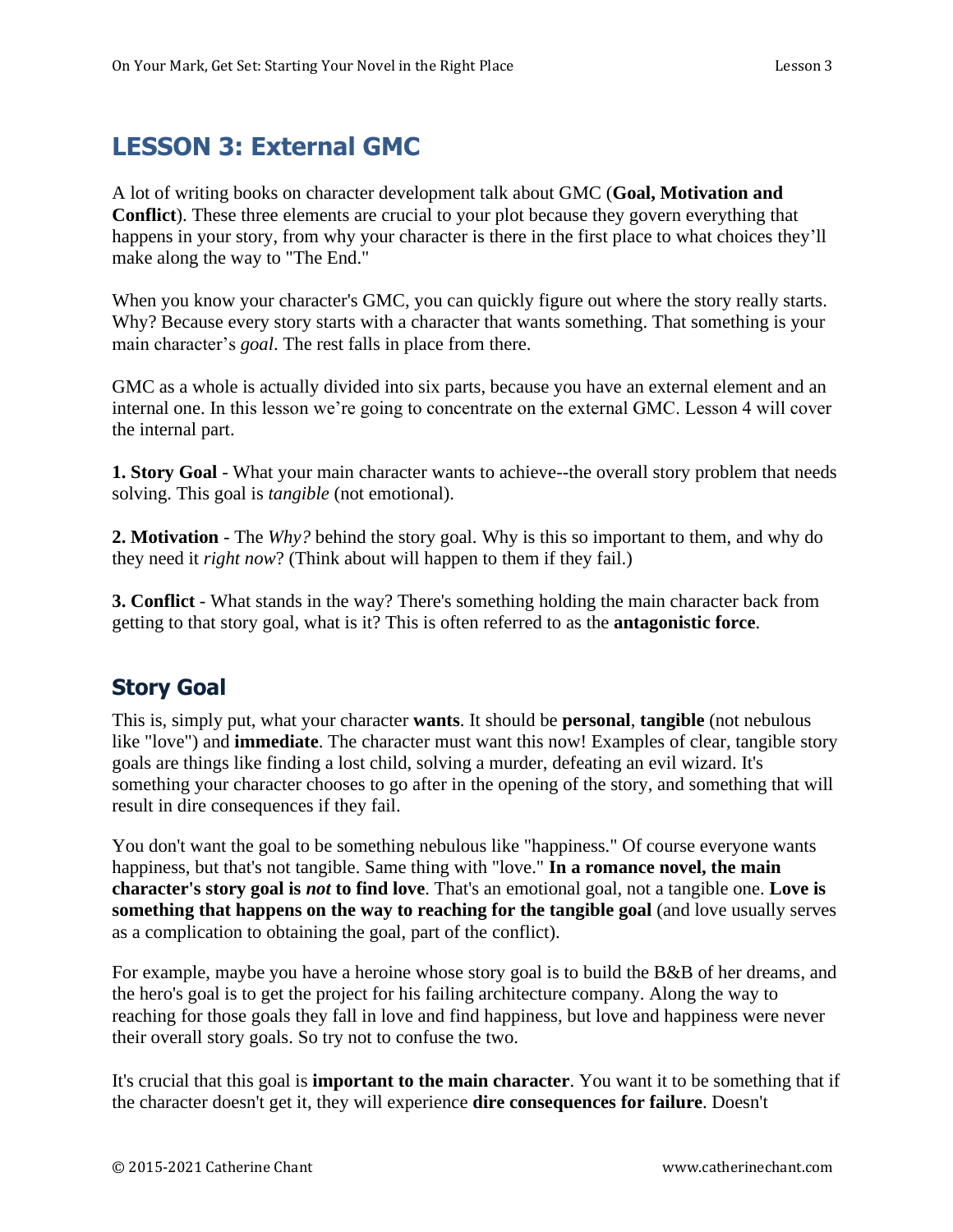# LESSON 3: External GMC

A lot of writing books on character development talk about GMC (**Goal, Motivation and Conflict**). These three elements are crucial to your plot because they govern everything that happens in your story, from why your character is there in the first place to what choices they'll make along the way to "The End."

When you know your character's GMC, you can quickly figure out where the story really starts. Why? Because every story starts with a character that wants something. That something is your main character's *goal*. The rest falls in place from there.

GMC as a whole is actually divided into six parts, because you have an external element and an internal one. In this lesson we're going to concentrate on the external GMC. Lesson 4 will cover the internal part.

**1. Story Goal** - What your main character wants to achieve--the overall story problem that needs solving. This goal is *tangible* (not emotional).

**2. Motivation** - The *Why?* behind the story goal. Why is this so important to them, and why do they need it *right now*? (Think about will happen to them if they fail.)

**3. Conflict** - What stands in the way? There's something holding the main character back from getting to that story goal, what is it? This is often referred to as the **antagonistic force**.

## Story Goal

This is, simply put, what your character **wants**. It should be **personal**, **tangible** (not nebulous like "love") and **immediate**. The character must want this now! Examples of clear, tangible story goals are things like finding a lost child, solving a murder, defeating an evil wizard. It's something your character chooses to go after in the opening of the story, and something that will result in dire consequences if they fail.

You don't want the goal to be something nebulous like "happiness." Of course everyone wants happiness, but that's not tangible. Same thing with "love." **In a romance novel, the main character's story goal is *not* to find love**. That's an emotional goal, not a tangible one. **Love is something that happens on the way to reaching for the tangible goal** (and love usually serves as a complication to obtaining the goal, part of the conflict).

For example, maybe you have a heroine whose story goal is to build the B&B of her dreams, and the hero's goal is to get the project for his failing architecture company. Along the way to reaching for those goals they fall in love and find happiness, but love and happiness were never their overall story goals. So try not to confuse the two.

It's crucial that this goal is **important to the main character**. You want it to be something that if the character doesn't get it, they will experience **dire consequences for failure**. Doesn't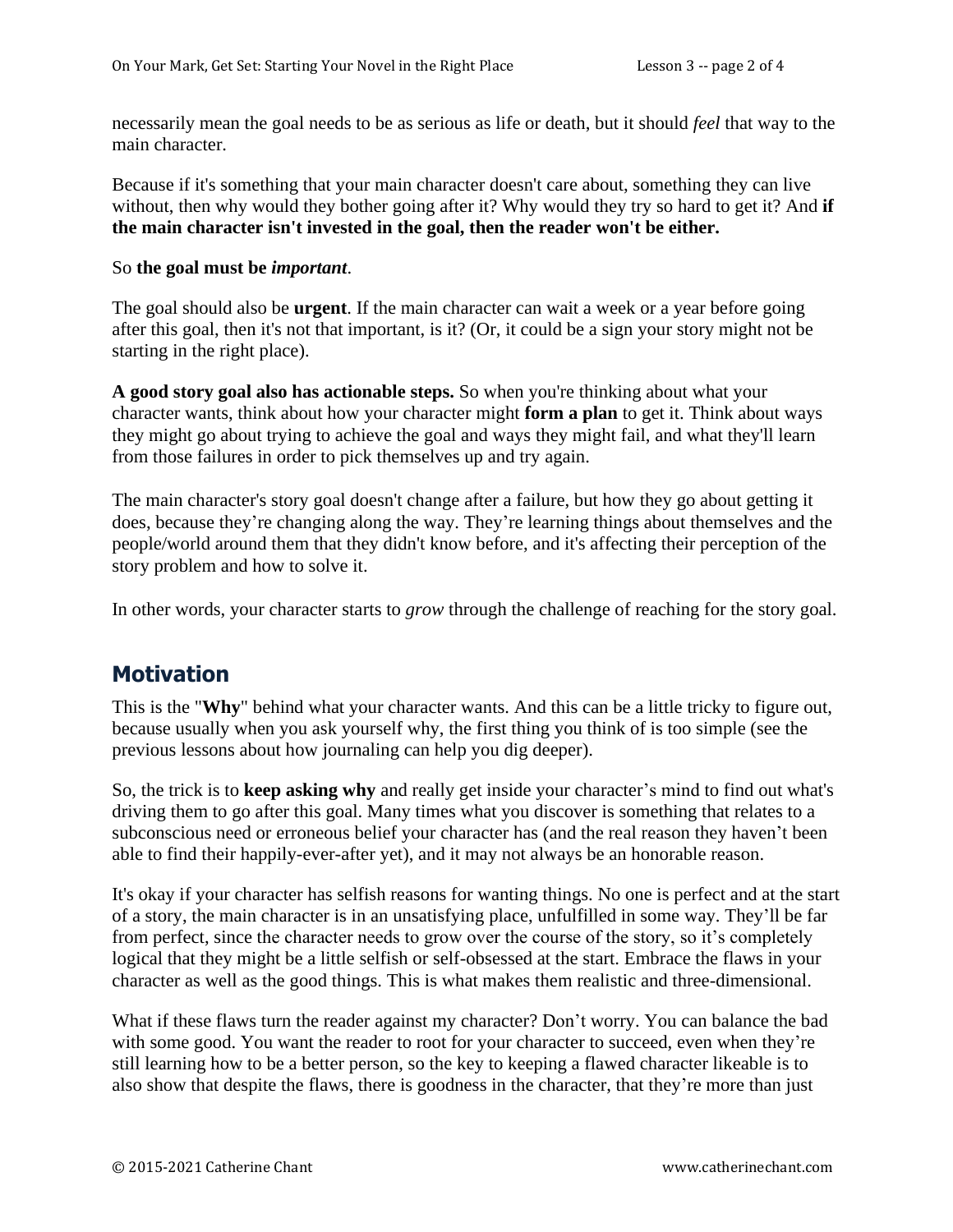necessarily mean the goal needs to be as serious as life or death, but it should *feel* that way to the main character.

Because if it's something that your main character doesn't care about, something they can live without, then why would they bother going after it? Why would they try so hard to get it? And **if the main character isn't invested in the goal, then the reader won't be either.**

So **the goal must be *important***.

The goal should also be **urgent**. If the main character can wait a week or a year before going after this goal, then it's not that important, is it? (Or, it could be a sign your story might not be starting in the right place).

**A good story goal also has actionable steps.** So when you're thinking about what your character wants, think about how your character might **form a plan** to get it. Think about ways they might go about trying to achieve the goal and ways they might fail, and what they'll learn from those failures in order to pick themselves up and try again.

The main character's story goal doesn't change after a failure, but how they go about getting it does, because they're changing along the way. They're learning things about themselves and the people/world around them that they didn't know before, and it's affecting their perception of the story problem and how to solve it.

In other words, your character starts to *grow* through the challenge of reaching for the story goal.

## Motivation

This is the "**Why**" behind what your character wants. And this can be a little tricky to figure out, because usually when you ask yourself why, the first thing you think of is too simple (see the previous lessons about how journaling can help you dig deeper).

So, the trick is to **keep asking why** and really get inside your character's mind to find out what's driving them to go after this goal. Many times what you discover is something that relates to a subconscious need or erroneous belief your character has (and the real reason they haven't been able to find their happily-ever-after yet), and it may not always be an honorable reason.

It's okay if your character has selfish reasons for wanting things. No one is perfect and at the start of a story, the main character is in an unsatisfying place, unfulfilled in some way. They'll be far from perfect, since the character needs to grow over the course of the story, so it's completely logical that they might be a little selfish or self-obsessed at the start. Embrace the flaws in your character as well as the good things. This is what makes them realistic and three-dimensional.

What if these flaws turn the reader against my character? Don't worry. You can balance the bad with some good. You want the reader to root for your character to succeed, even when they're still learning how to be a better person, so the key to keeping a flawed character likeable is to also show that despite the flaws, there is goodness in the character, that they're more than just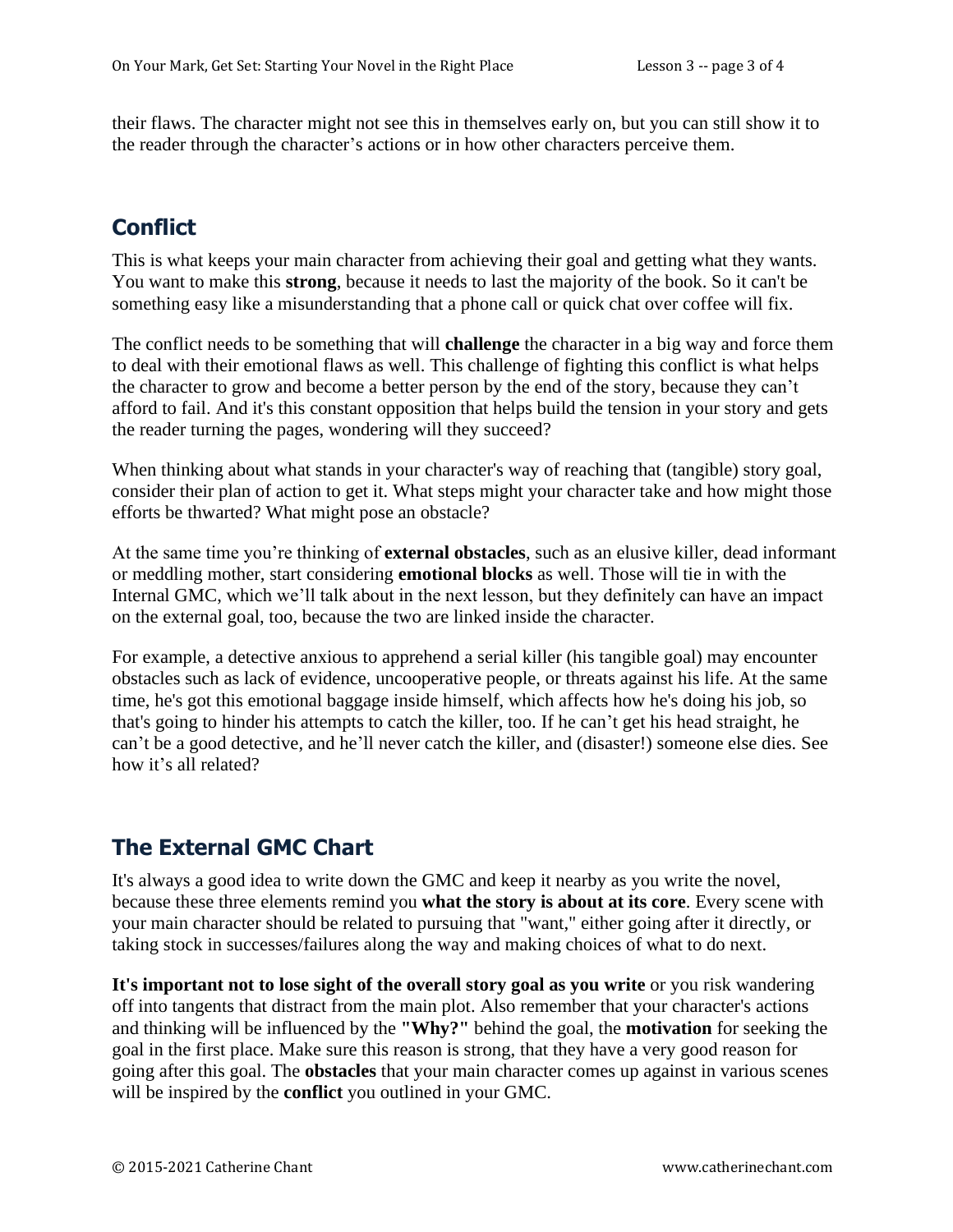their flaws. The character might not see this in themselves early on, but you can still show it to the reader through the character's actions or in how other characters perceive them.

## Conflict

This is what keeps your main character from achieving their goal and getting what they wants. You want to make this **strong**, because it needs to last the majority of the book. So it can't be something easy like a misunderstanding that a phone call or quick chat over coffee will fix.

The conflict needs to be something that will **challenge** the character in a big way and force them to deal with their emotional flaws as well. This challenge of fighting this conflict is what helps the character to grow and become a better person by the end of the story, because they can't afford to fail. And it's this constant opposition that helps build the tension in your story and gets the reader turning the pages, wondering will they succeed?

When thinking about what stands in your character's way of reaching that (tangible) story goal, consider their plan of action to get it. What steps might your character take and how might those efforts be thwarted? What might pose an obstacle?

At the same time you're thinking of **external obstacles**, such as an elusive killer, dead informant or meddling mother, start considering **emotional blocks** as well. Those will tie in with the Internal GMC, which we'll talk about in the next lesson, but they definitely can have an impact on the external goal, too, because the two are linked inside the character.

For example, a detective anxious to apprehend a serial killer (his tangible goal) may encounter obstacles such as lack of evidence, uncooperative people, or threats against his life. At the same time, he's got this emotional baggage inside himself, which affects how he's doing his job, so that's going to hinder his attempts to catch the killer, too. If he can't get his head straight, he can't be a good detective, and he'll never catch the killer, and (disaster!) someone else dies. See how it's all related?

## The External GMC Chart

It's always a good idea to write down the GMC and keep it nearby as you write the novel, because these three elements remind you **what the story is about at its core**. Every scene with your main character should be related to pursuing that "want," either going after it directly, or taking stock in successes/failures along the way and making choices of what to do next.

**It's important not to lose sight of the overall story goal as you write** or you risk wandering off into tangents that distract from the main plot. Also remember that your character's actions and thinking will be influenced by the **"Why?"** behind the goal, the **motivation** for seeking the goal in the first place. Make sure this reason is strong, that they have a very good reason for going after this goal. The **obstacles** that your main character comes up against in various scenes will be inspired by the **conflict** you outlined in your GMC.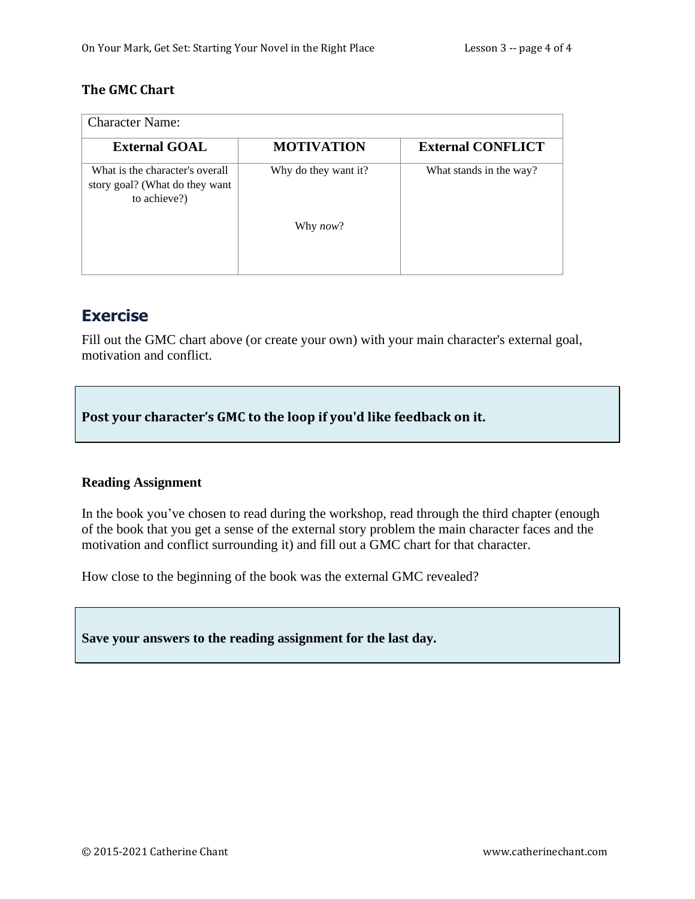### The GMC Chart

| Character Name: | | |
|---|---|---|
| **External GOAL** | **MOTIVATION** | **External CONFLICT** |
| What is the character's overall story goal? (What do they want to achieve?) | Why do they want it?<br><br>Why *now*? | What stands in the way? |

## Exercise

Fill out the GMC chart above (or create your own) with your main character's external goal, motivation and conflict.

**Post your character's GMC to the loop if you'd like feedback on it.**

### Reading Assignment

In the book you've chosen to read during the workshop, read through the third chapter (enough of the book that you get a sense of the external story problem the main character faces and the motivation and conflict surrounding it) and fill out a GMC chart for that character.

How close to the beginning of the book was the external GMC revealed?

**Save your answers to the reading assignment for the last day.**